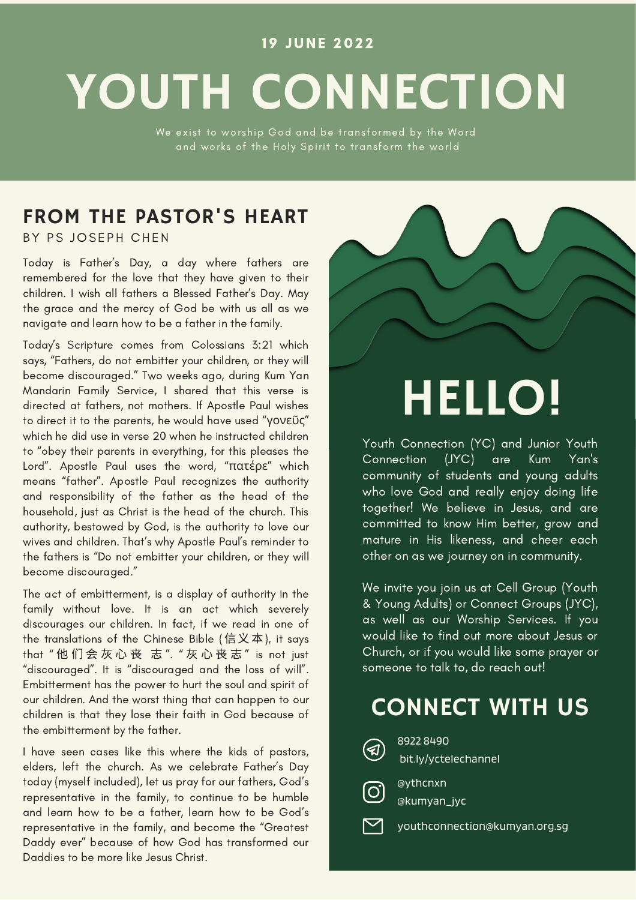19 JUNE 2022

# YOUTH CONNECTION

We exist to worship God and be transformed by the Word and works of the Holy Spirit to transform the world

## FROM THE PASTOR'S HEART

BY PS JOSEPH CHEN

Today is Father's Day, a day where fathers are remembered for the love that they have given to their children. I wish all fathers a Blessed Father's Day. May the grace and the mercy of God be with us all as we navigate and learn how to be a father in the family.

Today's Scripture comes from Colossians 3:21 which says, "Fathers, do not embitter your children, or they will become discouraged." Two weeks ago, during Kum Yan Mandarin Family Service, I shared that this verse is directed at fathers, not mothers. If Apostle Paul wishes to direct it to the parents, he would have used "γονεῦς" which he did use in verse 20 when he instructed children to "obey their parents in everything, for this pleases the Lord". Apostle Paul uses the word, "πατέρε" which means "father". Apostle Paul recognizes the authority and responsibility of the father as the head of the household, just as Christ is the head of the church. This authority, bestowed by God, is the authority to love our wives and children. That's why Apostle Paul's reminder to the fathers is "Do not embitter your children, or they will become discouraged."

The act of embitterment, is a display of authority in the family without love. It is an act which severely discourages our children. In fact, if we read in one of the translations of the Chinese Bible (信义本), it says that "他们会灰心丧志". "灰心丧志" is not just "discouraged". It is "discouraged and the loss of will". Embitterment has the power to hurt the soul and spirit of our children. And the worst thing that can happen to our children is that they lose their faith in God because of the embitterment by the father.

I have seen cases like this where the kids of pastors, elders, left the church. As we celebrate Father's Day today (myself included), let us pray for our fathers, God's representative in the family, to continue to be humble and learn how to be a father, learn how to be God's representative in the family, and become the "Greatest Daddy ever" because of how God has transformed our Daddies to be more like Jesus Christ.

## HELLO!

Youth Connection (YC) and Junior Youth Connection (JYC) are Kum Yan's community of students and young adults who love God and really enjoy doing life together! We believe in Jesus, and are committed to know Him better, grow and mature in His likeness, and cheer each other on as we journey on in community.

We invite you join us at Cell Group (Youth & Young Adults) or Connect Groups (JYC), as well as our Worship Services. If you would like to find out more about Jesus or Church, or if you would like some prayer or someone to talk to, do reach out!

## CONNECT WITH US

8922 8490
bit.ly/yctelechannel

@ythcnxn
@kumyan_jyc

youthconnection@kumyan.org.sg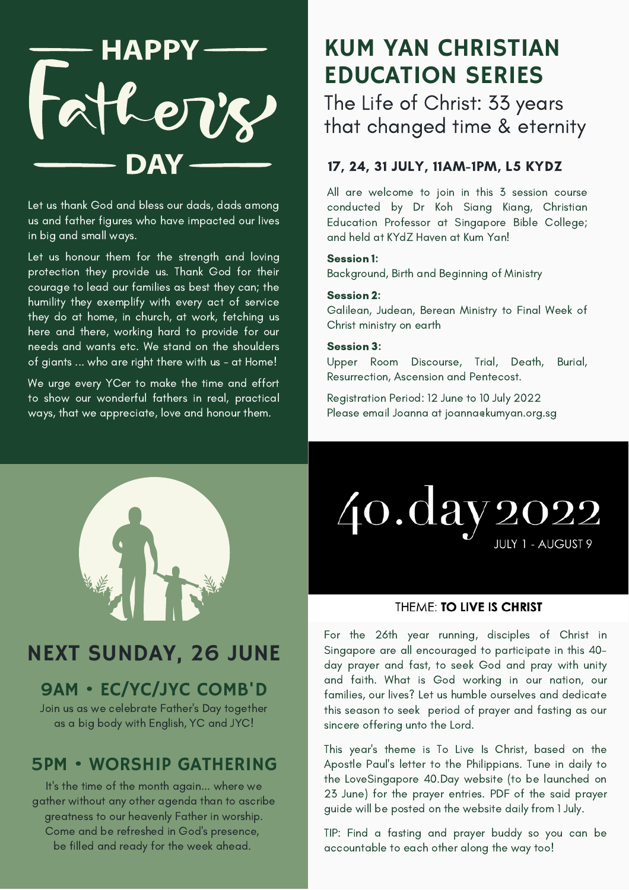# HAPPY Father's DAY

Let us thank God and bless our dads, dads among us and father figures who have impacted our lives in big and small ways.

Let us honour them for the strength and loving protection they provide us. Thank God for their courage to lead our families as best they can; the humility they exemplify with every act of service they do at home, in church, at work, fetching us here and there, working hard to provide for our needs and wants etc. We stand on the shoulders of giants ... who are right there with us - at Home!

We urge every YCer to make the time and effort to show our wonderful fathers in real, practical ways, that we appreciate, love and honour them.

## NEXT SUNDAY, 26 JUNE

### 9AM • EC/YC/JYC COMB'D

Join us as we celebrate Father's Day together as a big body with English, YC and JYC!

### 5PM • WORSHIP GATHERING

It's the time of the month again... where we gather without any other agenda than to ascribe greatness to our heavenly Father in worship. Come and be refreshed in God's presence, be filled and ready for the week ahead.

# KUM YAN CHRISTIAN EDUCATION SERIES

## The Life of Christ: 33 years that changed time & eternity

### 17, 24, 31 JULY, 11AM-1PM, L5 KYDZ

All are welcome to join in this 3 session course conducted by Dr Koh Siang Kiang, Christian Education Professor at Singapore Bible College; and held at KYdZ Haven at Kum Yan!

**Session 1:**
Background, Birth and Beginning of Ministry

**Session 2:**
Galilean, Judean, Berean Ministry to Final Week of Christ ministry on earth

**Session 3:**
Upper Room Discourse, Trial, Death, Burial, Resurrection, Ascension and Pentecost.

Registration Period: 12 June to 10 July 2022
Please email Joanna at joanna@kumyan.org.sg

# 40.day 2022

JULY 1 - AUGUST 9

THEME: **TO LIVE IS CHRIST**

For the 26th year running, disciples of Christ in Singapore are all encouraged to participate in this 40-day prayer and fast, to seek God and pray with unity and faith. What is God working in our nation, our families, our lives? Let us humble ourselves and dedicate this season to seek period of prayer and fasting as our sincere offering unto the Lord.

This year's theme is To Live Is Christ, based on the Apostle Paul's letter to the Philippians. Tune in daily to the LoveSingapore 40.Day website (to be launched on 23 June) for the prayer entries. PDF of the said prayer guide will be posted on the website daily from 1 July.

TIP: Find a fasting and prayer buddy so you can be accountable to each other along the way too!